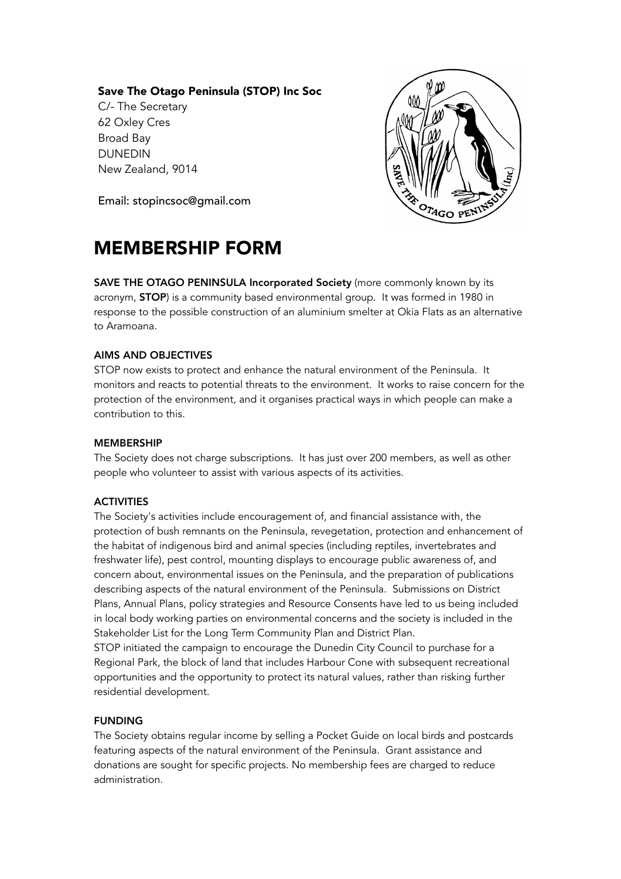**Save The Otago Peninsula (STOP) Inc Soc**
C/- The Secretary
62 Oxley Cres
Broad Bay
DUNEDIN
New Zealand, 9014

Email: stopincsoc@gmail.com

# MEMBERSHIP FORM

**SAVE THE OTAGO PENINSULA Incorporated Society** (more commonly known by its acronym, **STOP**) is a community based environmental group. It was formed in 1980 in response to the possible construction of an aluminium smelter at Okia Flats as an alternative to Aramoana.

## AIMS AND OBJECTIVES

STOP now exists to protect and enhance the natural environment of the Peninsula. It monitors and reacts to potential threats to the environment. It works to raise concern for the protection of the environment, and it organises practical ways in which people can make a contribution to this.

## MEMBERSHIP

The Society does not charge subscriptions. It has just over 200 members, as well as other people who volunteer to assist with various aspects of its activities.

## ACTIVITIES

The Society's activities include encouragement of, and financial assistance with, the protection of bush remnants on the Peninsula, revegetation, protection and enhancement of the habitat of indigenous bird and animal species (including reptiles, invertebrates and freshwater life), pest control, mounting displays to encourage public awareness of, and concern about, environmental issues on the Peninsula, and the preparation of publications describing aspects of the natural environment of the Peninsula. Submissions on District Plans, Annual Plans, policy strategies and Resource Consents have led to us being included in local body working parties on environmental concerns and the society is included in the Stakeholder List for the Long Term Community Plan and District Plan.
STOP initiated the campaign to encourage the Dunedin City Council to purchase for a Regional Park, the block of land that includes Harbour Cone with subsequent recreational opportunities and the opportunity to protect its natural values, rather than risking further residential development.

## FUNDING

The Society obtains regular income by selling a Pocket Guide on local birds and postcards featuring aspects of the natural environment of the Peninsula. Grant assistance and donations are sought for specific projects. No membership fees are charged to reduce administration.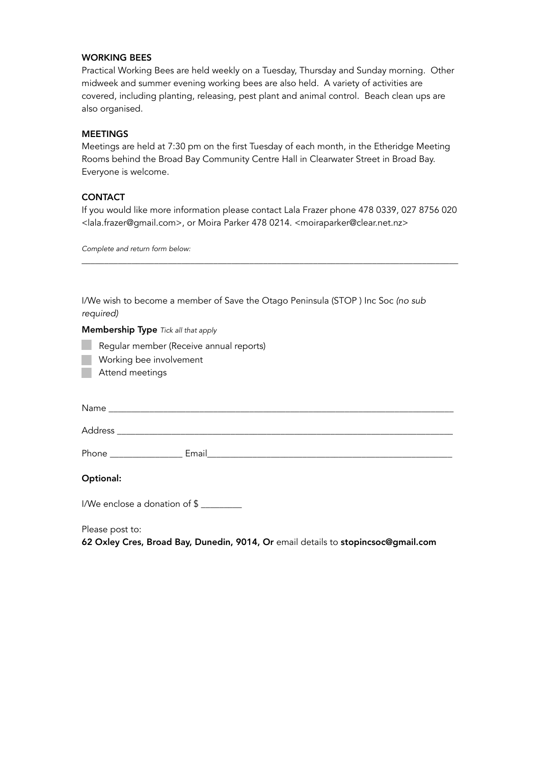### WORKING BEES

Practical Working Bees are held weekly on a Tuesday, Thursday and Sunday morning. Other midweek and summer evening working bees are also held. A variety of activities are covered, including planting, releasing, pest plant and animal control. Beach clean ups are also organised.

### MEETINGS

Meetings are held at 7:30 pm on the first Tuesday of each month, in the Etheridge Meeting Rooms behind the Broad Bay Community Centre Hall in Clearwater Street in Broad Bay. Everyone is welcome.

### CONTACT

If you would like more information please contact Lala Frazer phone 478 0339, 027 8756 020 <lala.frazer@gmail.com>, or Moira Parker 478 0214. <moiraparker@clear.net.nz>

*Complete and return form below:*

---

I/We wish to become a member of Save the Otago Peninsula (STOP ) Inc Soc *(no sub required)*

**Membership Type** *Tick all that apply*

- [ ] Regular member (Receive annual reports)
- [ ] Working bee involvement
- [ ] Attend meetings

Name ______________________________________________

Address ____________________________________________

Phone _______________ Email_____________________________

**Optional:**

I/We enclose a donation of $ _________

Please post to:
**62 Oxley Cres, Broad Bay, Dunedin, 9014, Or** email details to **stopincsoc@gmail.com**